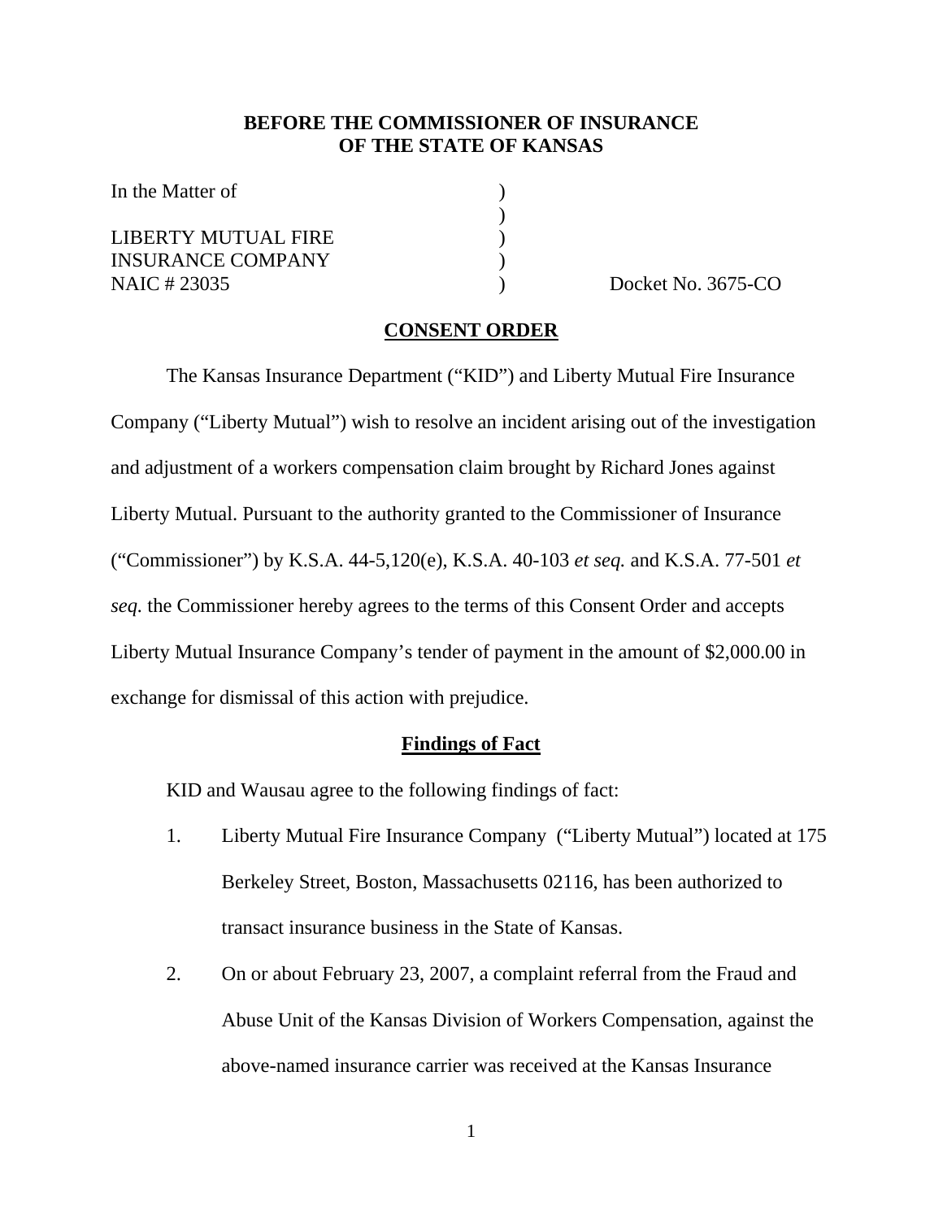**BEFORE THE COMMISSIONER OF INSURANCE**
**OF THE STATE OF KANSAS**

| | | |
|---|---|---|
| In the Matter of | ) | |
| | ) | |
| LIBERTY MUTUAL FIRE | ) | |
| INSURANCE COMPANY | ) | |
| NAIC # 23035 | ) | Docket No. 3675-CO |

**CONSENT ORDER**

The Kansas Insurance Department ("KID") and Liberty Mutual Fire Insurance Company ("Liberty Mutual") wish to resolve an incident arising out of the investigation and adjustment of a workers compensation claim brought by Richard Jones against Liberty Mutual. Pursuant to the authority granted to the Commissioner of Insurance ("Commissioner") by K.S.A. 44-5,120(e), K.S.A. 40-103 *et seq.* and K.S.A. 77-501 *et seq.* the Commissioner hereby agrees to the terms of this Consent Order and accepts Liberty Mutual Insurance Company's tender of payment in the amount of $2,000.00 in exchange for dismissal of this action with prejudice.

**Findings of Fact**

KID and Wausau agree to the following findings of fact:

1. Liberty Mutual Fire Insurance Company ("Liberty Mutual") located at 175 Berkeley Street, Boston, Massachusetts 02116, has been authorized to transact insurance business in the State of Kansas.

2. On or about February 23, 2007, a complaint referral from the Fraud and Abuse Unit of the Kansas Division of Workers Compensation, against the above-named insurance carrier was received at the Kansas Insurance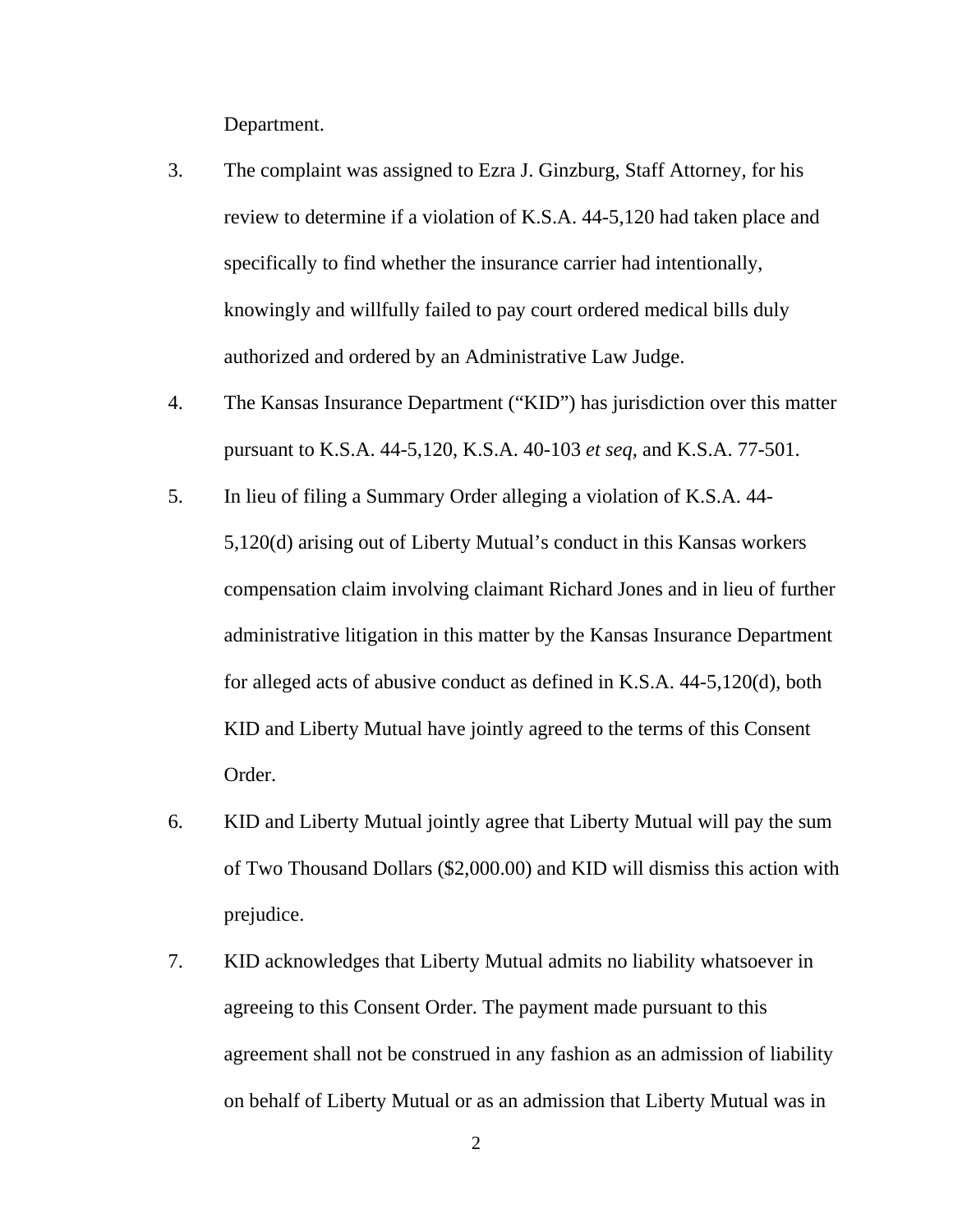Department.

3. The complaint was assigned to Ezra J. Ginzburg, Staff Attorney, for his review to determine if a violation of K.S.A. 44-5,120 had taken place and specifically to find whether the insurance carrier had intentionally, knowingly and willfully failed to pay court ordered medical bills duly authorized and ordered by an Administrative Law Judge.

4. The Kansas Insurance Department ("KID") has jurisdiction over this matter pursuant to K.S.A. 44-5,120, K.S.A. 40-103 *et seq,* and K.S.A. 77-501.

5. In lieu of filing a Summary Order alleging a violation of K.S.A. 44-5,120(d) arising out of Liberty Mutual's conduct in this Kansas workers compensation claim involving claimant Richard Jones and in lieu of further administrative litigation in this matter by the Kansas Insurance Department for alleged acts of abusive conduct as defined in K.S.A. 44-5,120(d), both KID and Liberty Mutual have jointly agreed to the terms of this Consent Order.

6. KID and Liberty Mutual jointly agree that Liberty Mutual will pay the sum of Two Thousand Dollars ($2,000.00) and KID will dismiss this action with prejudice.

7. KID acknowledges that Liberty Mutual admits no liability whatsoever in agreeing to this Consent Order. The payment made pursuant to this agreement shall not be construed in any fashion as an admission of liability on behalf of Liberty Mutual or as an admission that Liberty Mutual was in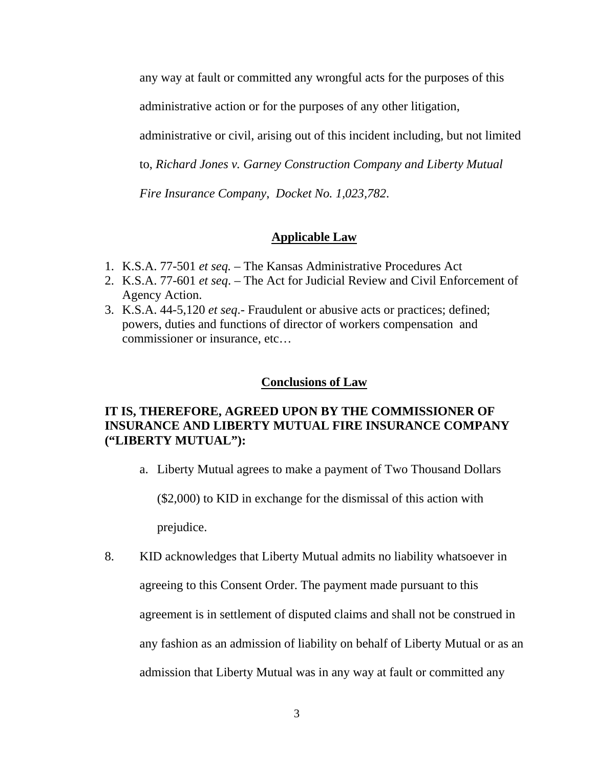any way at fault or committed any wrongful acts for the purposes of this administrative action or for the purposes of any other litigation, administrative or civil, arising out of this incident including, but not limited to, *Richard Jones v. Garney Construction Company and Liberty Mutual Fire Insurance Company, Docket No. 1,023,782*.

## Applicable Law

1. K.S.A. 77-501 *et seq.* – The Kansas Administrative Procedures Act
2. K.S.A. 77-601 *et seq*. – The Act for Judicial Review and Civil Enforcement of Agency Action.
3. K.S.A. 44-5,120 *et seq*.- Fraudulent or abusive acts or practices; defined; powers, duties and functions of director of workers compensation and commissioner or insurance, etc…

## Conclusions of Law

**IT IS, THEREFORE, AGREED UPON BY THE COMMISSIONER OF INSURANCE AND LIBERTY MUTUAL FIRE INSURANCE COMPANY ("LIBERTY MUTUAL"):**

a. Liberty Mutual agrees to make a payment of Two Thousand Dollars ($2,000) to KID in exchange for the dismissal of this action with prejudice.

8. KID acknowledges that Liberty Mutual admits no liability whatsoever in agreeing to this Consent Order. The payment made pursuant to this agreement is in settlement of disputed claims and shall not be construed in any fashion as an admission of liability on behalf of Liberty Mutual or as an admission that Liberty Mutual was in any way at fault or committed any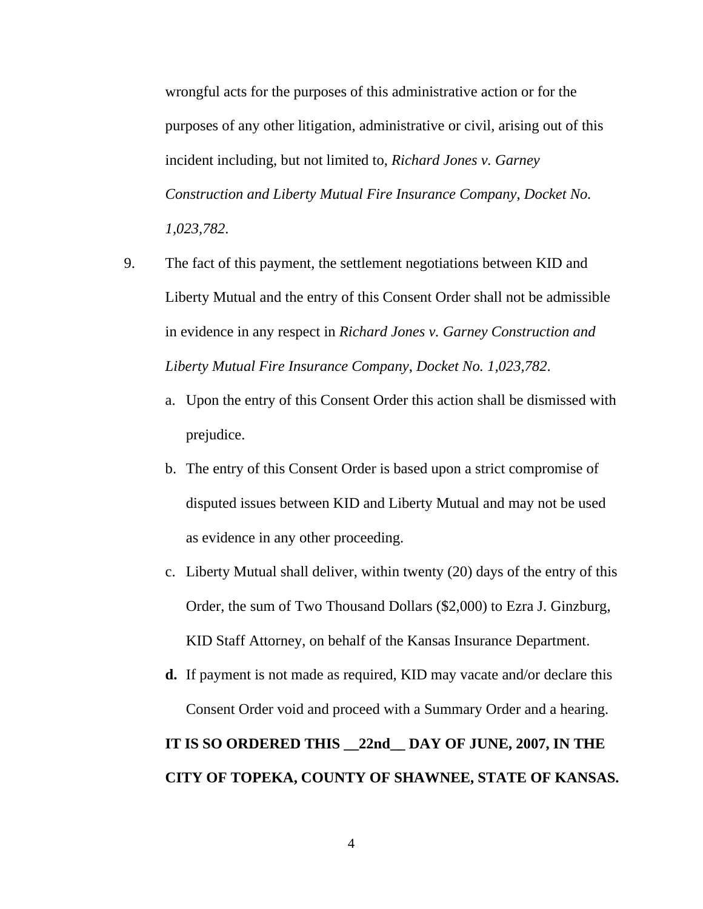wrongful acts for the purposes of this administrative action or for the purposes of any other litigation, administrative or civil, arising out of this incident including, but not limited to, *Richard Jones v. Garney Construction and Liberty Mutual Fire Insurance Company, Docket No. 1,023,782*.

9. The fact of this payment, the settlement negotiations between KID and Liberty Mutual and the entry of this Consent Order shall not be admissible in evidence in any respect in *Richard Jones v. Garney Construction and Liberty Mutual Fire Insurance Company, Docket No. 1,023,782*.

   a. Upon the entry of this Consent Order this action shall be dismissed with prejudice.

   b. The entry of this Consent Order is based upon a strict compromise of disputed issues between KID and Liberty Mutual and may not be used as evidence in any other proceeding.

   c. Liberty Mutual shall deliver, within twenty (20) days of the entry of this Order, the sum of Two Thousand Dollars ($2,000) to Ezra J. Ginzburg, KID Staff Attorney, on behalf of the Kansas Insurance Department.

   **d.** If payment is not made as required, KID may vacate and/or declare this Consent Order void and proceed with a Summary Order and a hearing.

**IT IS SO ORDERED THIS __22nd__ DAY OF JUNE, 2007, IN THE CITY OF TOPEKA, COUNTY OF SHAWNEE, STATE OF KANSAS.**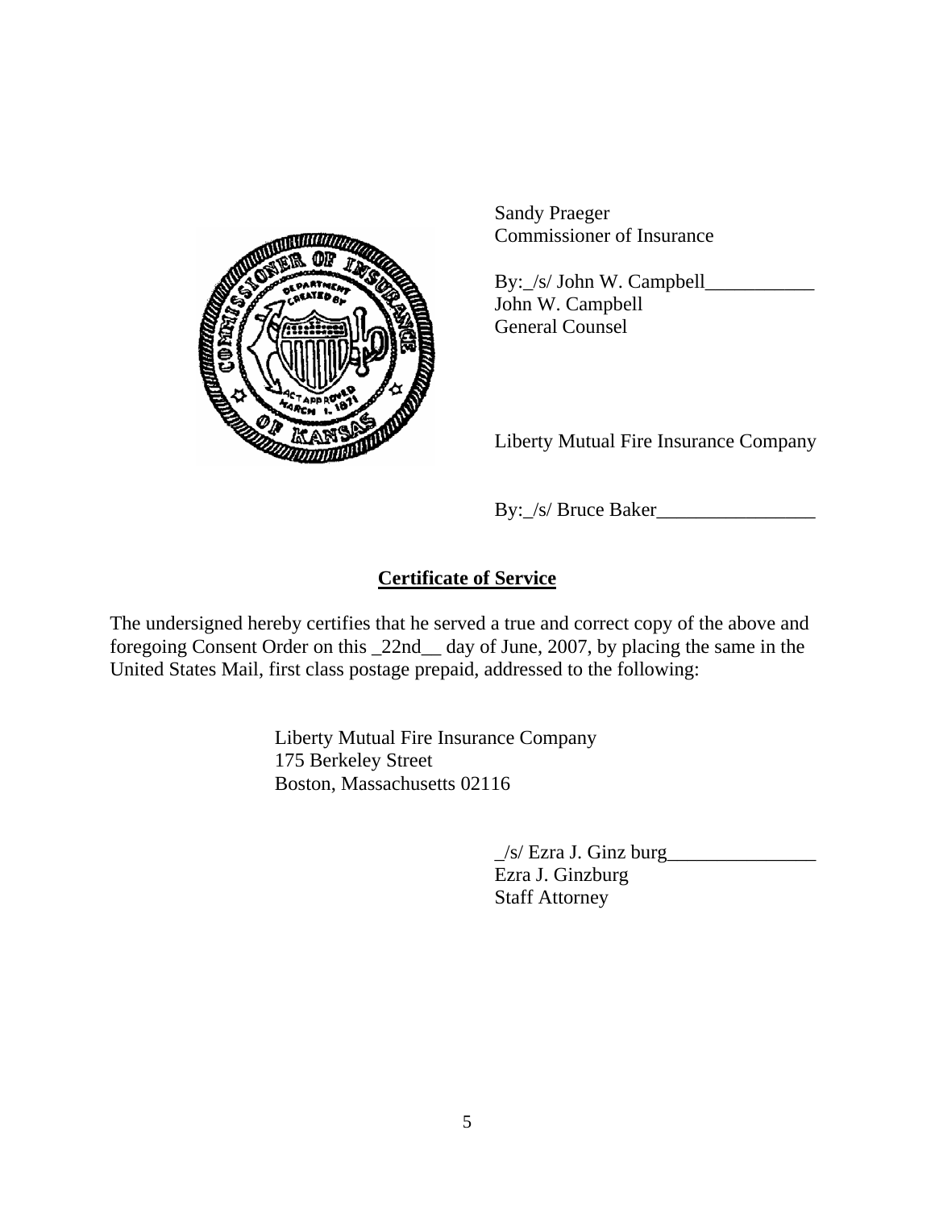Sandy Praeger
Commissioner of Insurance

By:_/s/ John W. Campbell___________
John W. Campbell
General Counsel

Liberty Mutual Fire Insurance Company

By:_/s/ Bruce Baker________________

**Certificate of Service**

The undersigned hereby certifies that he served a true and correct copy of the above and foregoing Consent Order on this _22nd__ day of June, 2007, by placing the same in the United States Mail, first class postage prepaid, addressed to the following:

Liberty Mutual Fire Insurance Company
175 Berkeley Street
Boston, Massachusetts 02116

_/s/ Ezra J. Ginz burg_______________
Ezra J. Ginzburg
Staff Attorney